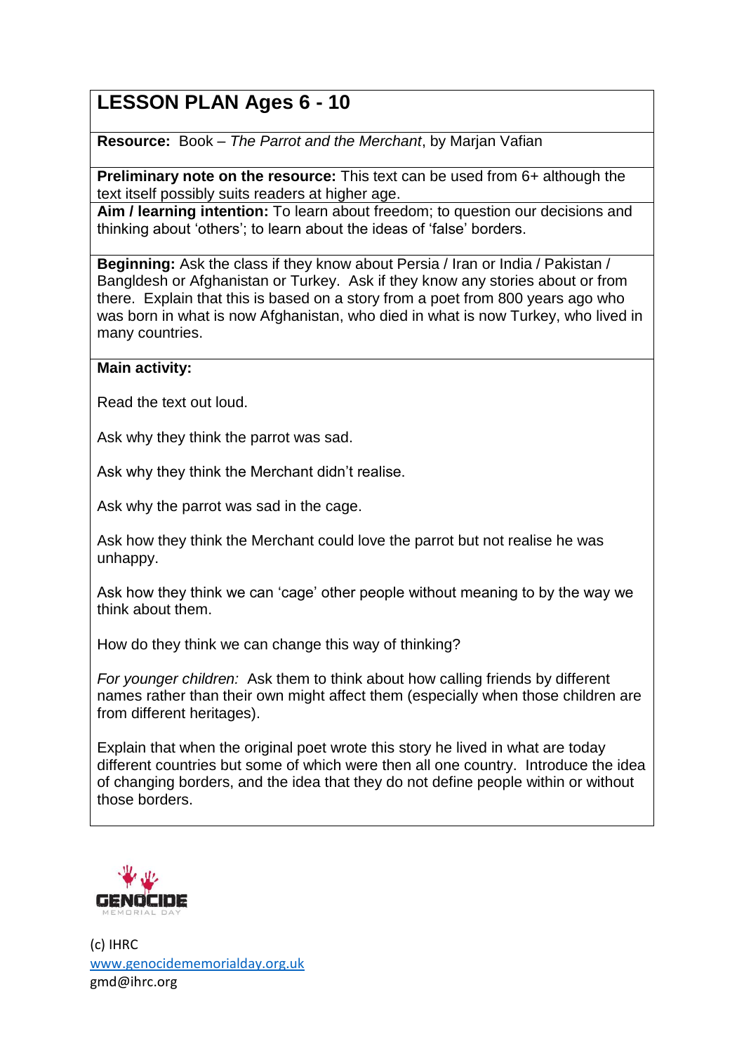# LESSON PLAN Ages 6 - 10

**Resource:** Book – *The Parrot and the Merchant*, by Marjan Vafian

**Preliminary note on the resource:** This text can be used from 6+ although the text itself possibly suits readers at higher age.

**Aim / learning intention:** To learn about freedom; to question our decisions and thinking about 'others'; to learn about the ideas of 'false' borders.

**Beginning:** Ask the class if they know about Persia / Iran or India / Pakistan / Bangldesh or Afghanistan or Turkey. Ask if they know any stories about or from there. Explain that this is based on a story from a poet from 800 years ago who was born in what is now Afghanistan, who died in what is now Turkey, who lived in many countries.

**Main activity:**

Read the text out loud.

Ask why they think the parrot was sad.

Ask why they think the Merchant didn't realise.

Ask why the parrot was sad in the cage.

Ask how they think the Merchant could love the parrot but not realise he was unhappy.

Ask how they think we can 'cage' other people without meaning to by the way we think about them.

How do they think we can change this way of thinking?

*For younger children:* Ask them to think about how calling friends by different names rather than their own might affect them (especially when those children are from different heritages).

Explain that when the original poet wrote this story he lived in what are today different countries but some of which were then all one country. Introduce the idea of changing borders, and the idea that they do not define people within or without those borders.

GENOCIDE MEMORIAL DAY

(c) IHRC
www.genocidememorialday.org.uk
gmd@ihrc.org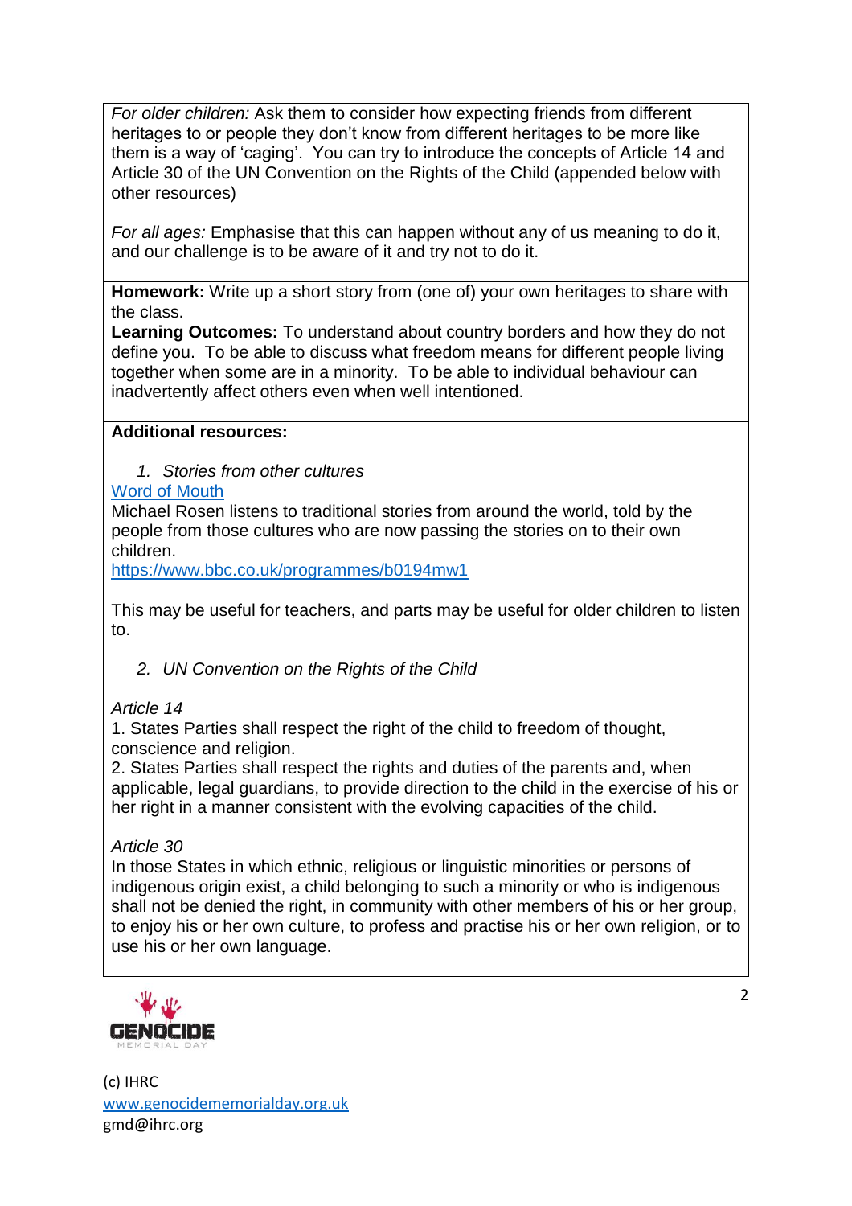*For older children:* Ask them to consider how expecting friends from different heritages to or people they don't know from different heritages to be more like them is a way of 'caging'. You can try to introduce the concepts of Article 14 and Article 30 of the UN Convention on the Rights of the Child (appended below with other resources)

*For all ages:* Emphasise that this can happen without any of us meaning to do it, and our challenge is to be aware of it and try not to do it.

**Homework:** Write up a short story from (one of) your own heritages to share with the class.

**Learning Outcomes:** To understand about country borders and how they do not define you. To be able to discuss what freedom means for different people living together when some are in a minority. To be able to individual behaviour can inadvertently affect others even when well intentioned.

**Additional resources:**

1. *Stories from other cultures*

[Word of Mouth](https://www.bbc.co.uk/programmes/b0194mw1)

Michael Rosen listens to traditional stories from around the world, told by the people from those cultures who are now passing the stories on to their own children.

https://www.bbc.co.uk/programmes/b0194mw1

This may be useful for teachers, and parts may be useful for older children to listen to.

2. *UN Convention on the Rights of the Child*

*Article 14*

1. States Parties shall respect the right of the child to freedom of thought, conscience and religion.
2. States Parties shall respect the rights and duties of the parents and, when applicable, legal guardians, to provide direction to the child in the exercise of his or her right in a manner consistent with the evolving capacities of the child.

*Article 30*

In those States in which ethnic, religious or linguistic minorities or persons of indigenous origin exist, a child belonging to such a minority or who is indigenous shall not be denied the right, in community with other members of his or her group, to enjoy his or her own culture, to profess and practise his or her own religion, or to use his or her own language.

GENOCIDE MEMORIAL DAY

(c) IHRC
www.genocidememorialday.org.uk
gmd@ihrc.org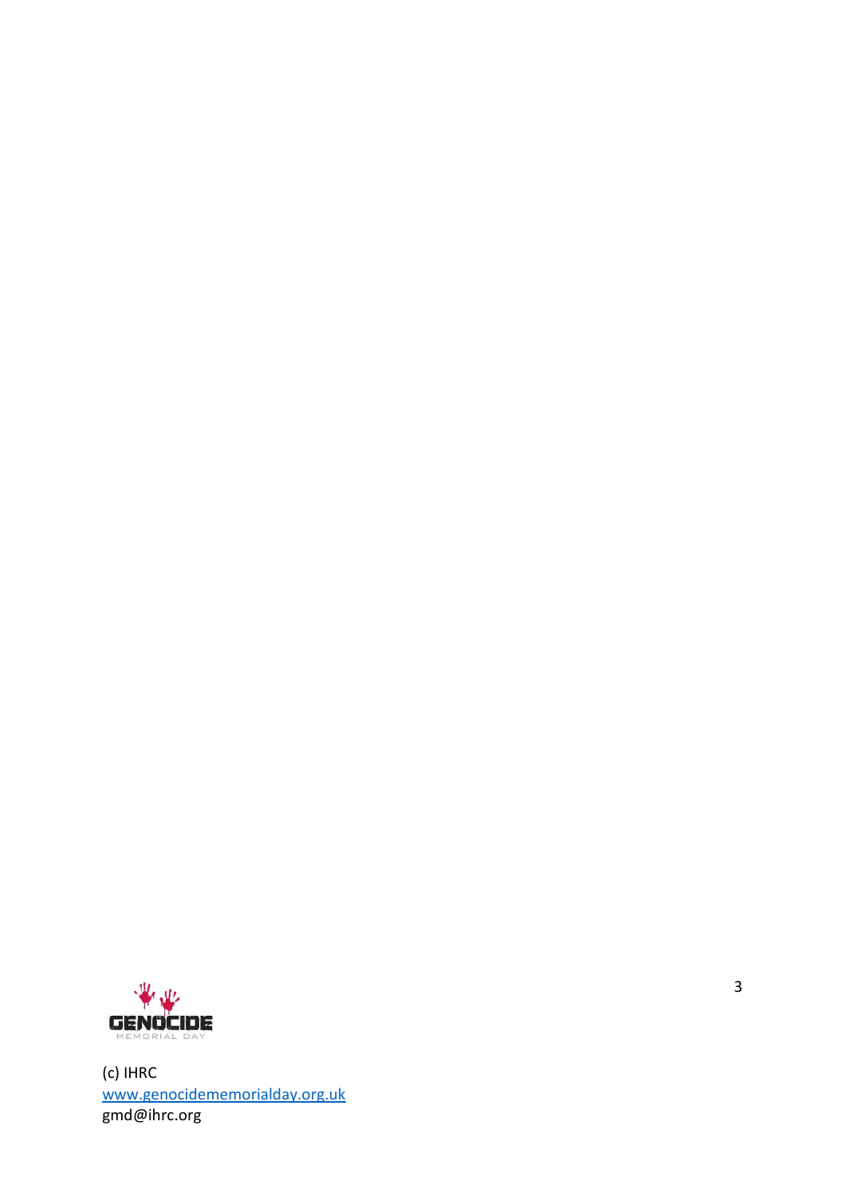(c) IHRC
www.genocidememorialday.org.uk
gmd@ihrc.org